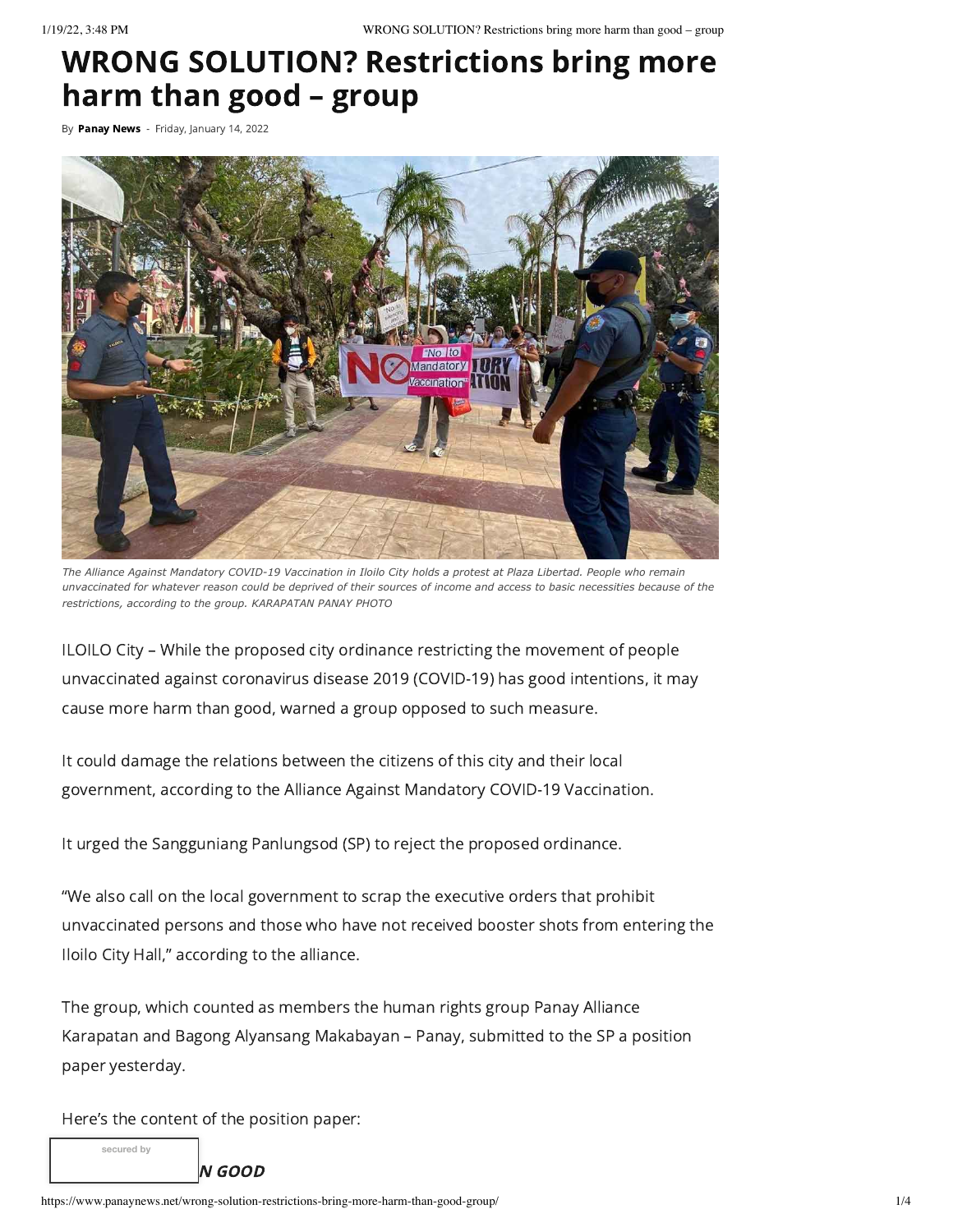# WRONG SOLUTION? Restrictions bring more harm than good – group

By **Panay News** - Friday, January 14, 2022

*The Alliance Against Mandatory COVID-19 Vaccination in Iloilo City holds a protest at Plaza Libertad. People who remain unvaccinated for whatever reason could be deprived of their sources of income and access to basic necessities because of the restrictions, according to the group. KARAPATAN PANAY PHOTO*

ILOILO City – While the proposed city ordinance restricting the movement of people unvaccinated against coronavirus disease 2019 (COVID-19) has good intentions, it may cause more harm than good, warned a group opposed to such measure.

It could damage the relations between the citizens of this city and their local government, according to the Alliance Against Mandatory COVID-19 Vaccination.

It urged the Sangguniang Panlungsod (SP) to reject the proposed ordinance.

"We also call on the local government to scrap the executive orders that prohibit unvaccinated persons and those who have not received booster shots from entering the Iloilo City Hall," according to the alliance.

The group, which counted as members the human rights group Panay Alliance Karapatan and Bagong Alyansang Makabayan – Panay, submitted to the SP a position paper yesterday.

Here's the content of the position paper:

***N GOOD***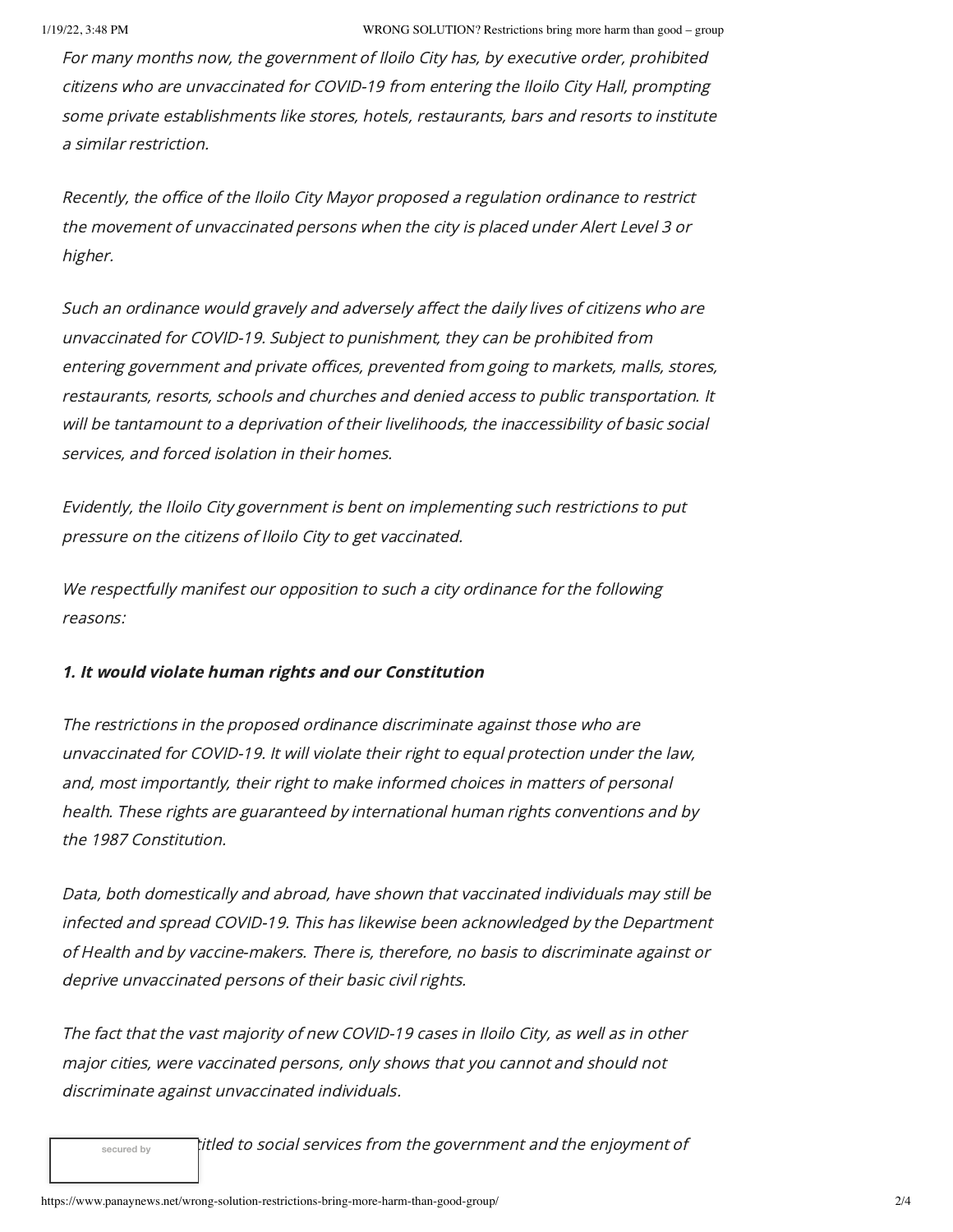*For many months now, the government of Iloilo City has, by executive order, prohibited citizens who are unvaccinated for COVID-19 from entering the Iloilo City Hall, prompting some private establishments like stores, hotels, restaurants, bars and resorts to institute a similar restriction.*

*Recently, the office of the Iloilo City Mayor proposed a regulation ordinance to restrict the movement of unvaccinated persons when the city is placed under Alert Level 3 or higher.*

*Such an ordinance would gravely and adversely affect the daily lives of citizens who are unvaccinated for COVID-19. Subject to punishment, they can be prohibited from entering government and private offices, prevented from going to markets, malls, stores, restaurants, resorts, schools and churches and denied access to public transportation. It will be tantamount to a deprivation of their livelihoods, the inaccessibility of basic social services, and forced isolation in their homes.*

*Evidently, the Iloilo City government is bent on implementing such restrictions to put pressure on the citizens of Iloilo City to get vaccinated.*

*We respectfully manifest our opposition to such a city ordinance for the following reasons:*

***1. It would violate human rights and our Constitution***

*The restrictions in the proposed ordinance discriminate against those who are unvaccinated for COVID-19. It will violate their right to equal protection under the law, and, most importantly, their right to make informed choices in matters of personal health. These rights are guaranteed by international human rights conventions and by the 1987 Constitution.*

*Data, both domestically and abroad, have shown that vaccinated individuals may still be infected and spread COVID-19. This has likewise been acknowledged by the Department of Health and by vaccine-makers. There is, therefore, no basis to discriminate against or deprive unvaccinated persons of their basic civil rights.*

*The fact that the vast majority of new COVID-19 cases in Iloilo City, as well as in other major cities, were vaccinated persons, only shows that you cannot and should not discriminate against unvaccinated individuals.*

*...titled to social services from the government and the enjoyment of*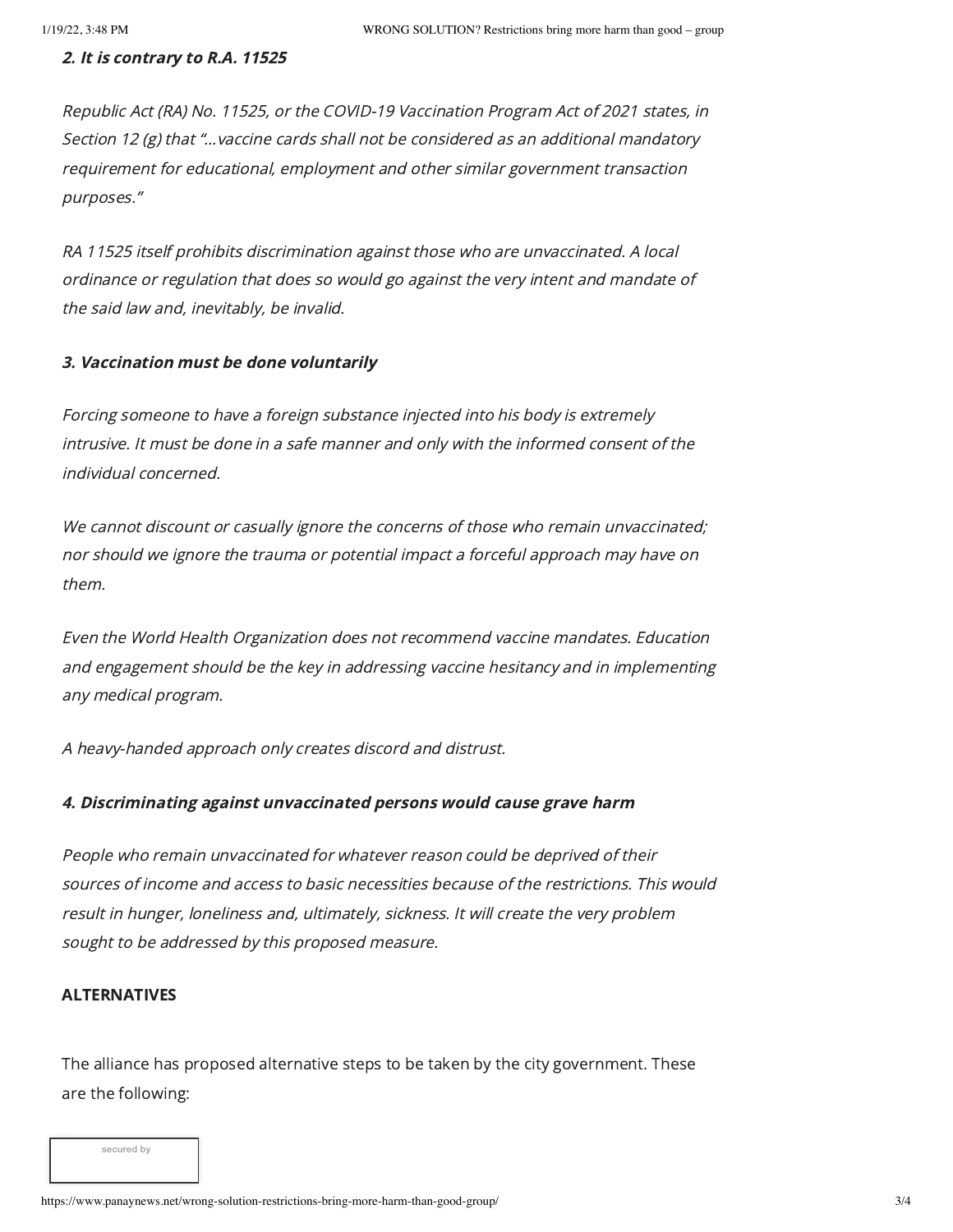***2. It is contrary to R.A. 11525***

*Republic Act (RA) No. 11525, or the COVID-19 Vaccination Program Act of 2021 states, in Section 12 (g) that "...vaccine cards shall not be considered as an additional mandatory requirement for educational, employment and other similar government transaction purposes."*

*RA 11525 itself prohibits discrimination against those who are unvaccinated. A local ordinance or regulation that does so would go against the very intent and mandate of the said law and, inevitably, be invalid.*

***3. Vaccination must be done voluntarily***

*Forcing someone to have a foreign substance injected into his body is extremely intrusive. It must be done in a safe manner and only with the informed consent of the individual concerned.*

*We cannot discount or casually ignore the concerns of those who remain unvaccinated; nor should we ignore the trauma or potential impact a forceful approach may have on them.*

*Even the World Health Organization does not recommend vaccine mandates. Education and engagement should be the key in addressing vaccine hesitancy and in implementing any medical program.*

*A heavy-handed approach only creates discord and distrust.*

***4. Discriminating against unvaccinated persons would cause grave harm***

*People who remain unvaccinated for whatever reason could be deprived of their sources of income and access to basic necessities because of the restrictions. This would result in hunger, loneliness and, ultimately, sickness. It will create the very problem sought to be addressed by this proposed measure.*

**ALTERNATIVES**

The alliance has proposed alternative steps to be taken by the city government. These are the following: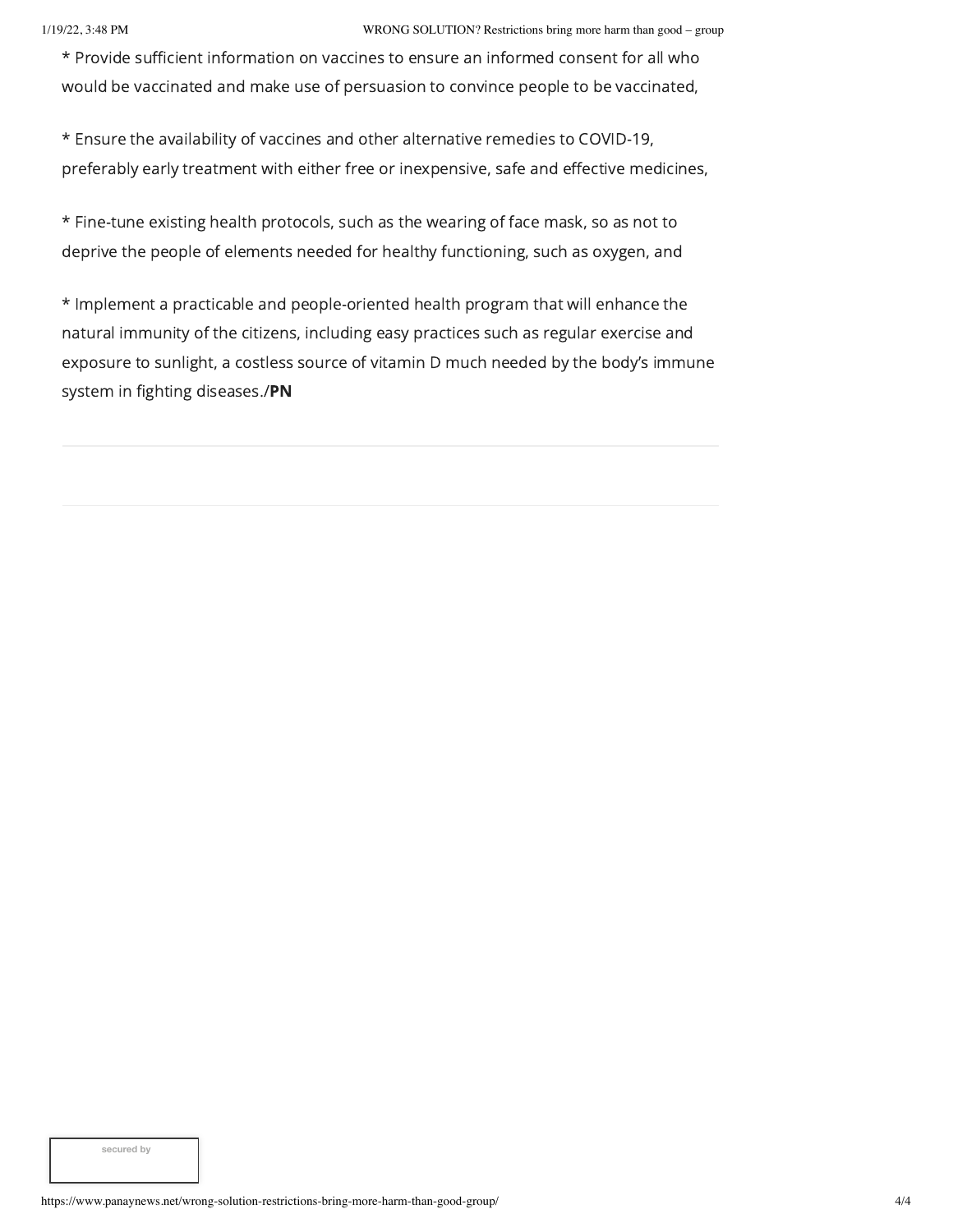* Provide sufficient information on vaccines to ensure an informed consent for all who would be vaccinated and make use of persuasion to convince people to be vaccinated,

* Ensure the availability of vaccines and other alternative remedies to COVID-19, preferably early treatment with either free or inexpensive, safe and effective medicines,

* Fine-tune existing health protocols, such as the wearing of face mask, so as not to deprive the people of elements needed for healthy functioning, such as oxygen, and

* Implement a practicable and people-oriented health program that will enhance the natural immunity of the citizens, including easy practices such as regular exercise and exposure to sunlight, a costless source of vitamin D much needed by the body's immune system in fighting diseases./**PN**